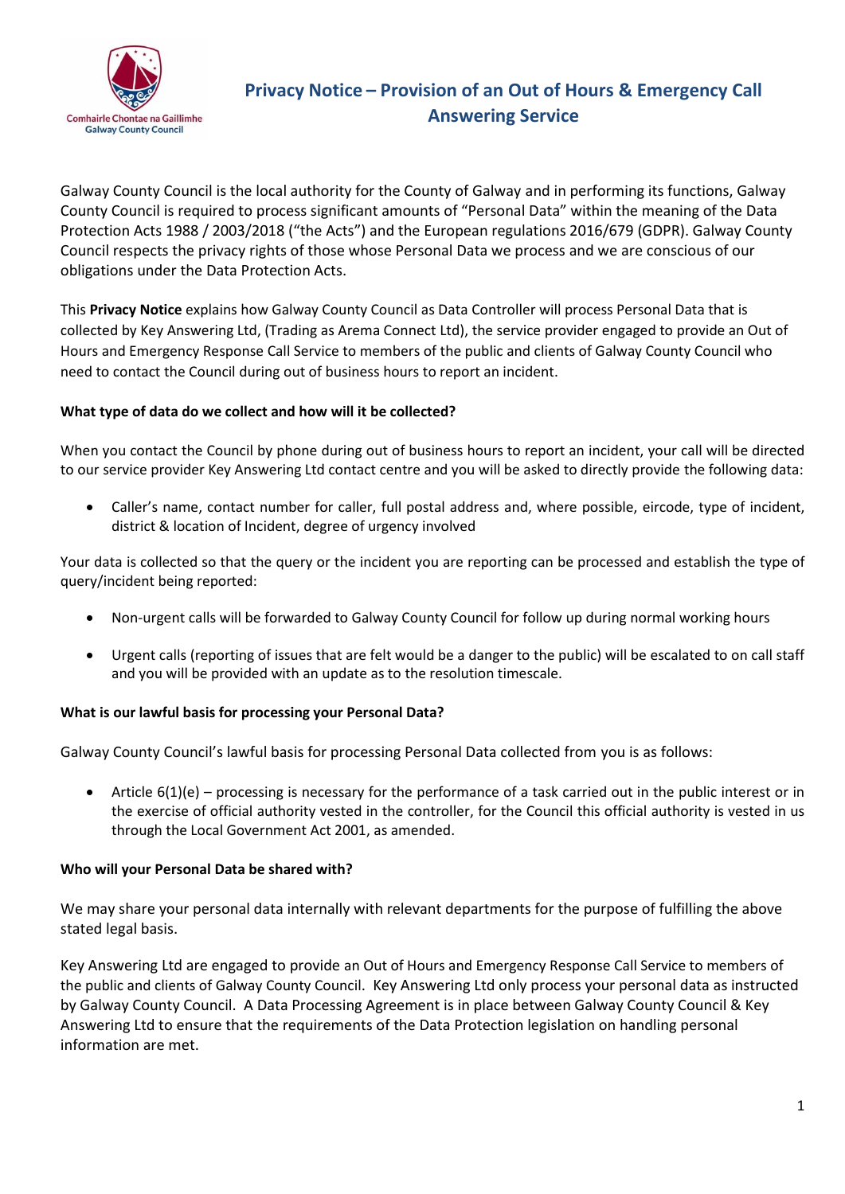Comhairle Chontae na Gaillimhe
Galway County Council

# Privacy Notice – Provision of an Out of Hours & Emergency Call Answering Service

Galway County Council is the local authority for the County of Galway and in performing its functions, Galway County Council is required to process significant amounts of "Personal Data" within the meaning of the Data Protection Acts 1988 / 2003/2018 ("the Acts") and the European regulations 2016/679 (GDPR). Galway County Council respects the privacy rights of those whose Personal Data we process and we are conscious of our obligations under the Data Protection Acts.

This **Privacy Notice** explains how Galway County Council as Data Controller will process Personal Data that is collected by Key Answering Ltd, (Trading as Arema Connect Ltd), the service provider engaged to provide an Out of Hours and Emergency Response Call Service to members of the public and clients of Galway County Council who need to contact the Council during out of business hours to report an incident.

**What type of data do we collect and how will it be collected?**

When you contact the Council by phone during out of business hours to report an incident, your call will be directed to our service provider Key Answering Ltd contact centre and you will be asked to directly provide the following data:

- Caller's name, contact number for caller, full postal address and, where possible, eircode, type of incident, district & location of Incident, degree of urgency involved

Your data is collected so that the query or the incident you are reporting can be processed and establish the type of query/incident being reported:

- Non-urgent calls will be forwarded to Galway County Council for follow up during normal working hours
- Urgent calls (reporting of issues that are felt would be a danger to the public) will be escalated to on call staff and you will be provided with an update as to the resolution timescale.

**What is our lawful basis for processing your Personal Data?**

Galway County Council's lawful basis for processing Personal Data collected from you is as follows:

- Article 6(1)(e) – processing is necessary for the performance of a task carried out in the public interest or in the exercise of official authority vested in the controller, for the Council this official authority is vested in us through the Local Government Act 2001, as amended.

**Who will your Personal Data be shared with?**

We may share your personal data internally with relevant departments for the purpose of fulfilling the above stated legal basis.

Key Answering Ltd are engaged to provide an Out of Hours and Emergency Response Call Service to members of the public and clients of Galway County Council. Key Answering Ltd only process your personal data as instructed by Galway County Council. A Data Processing Agreement is in place between Galway County Council & Key Answering Ltd to ensure that the requirements of the Data Protection legislation on handling personal information are met.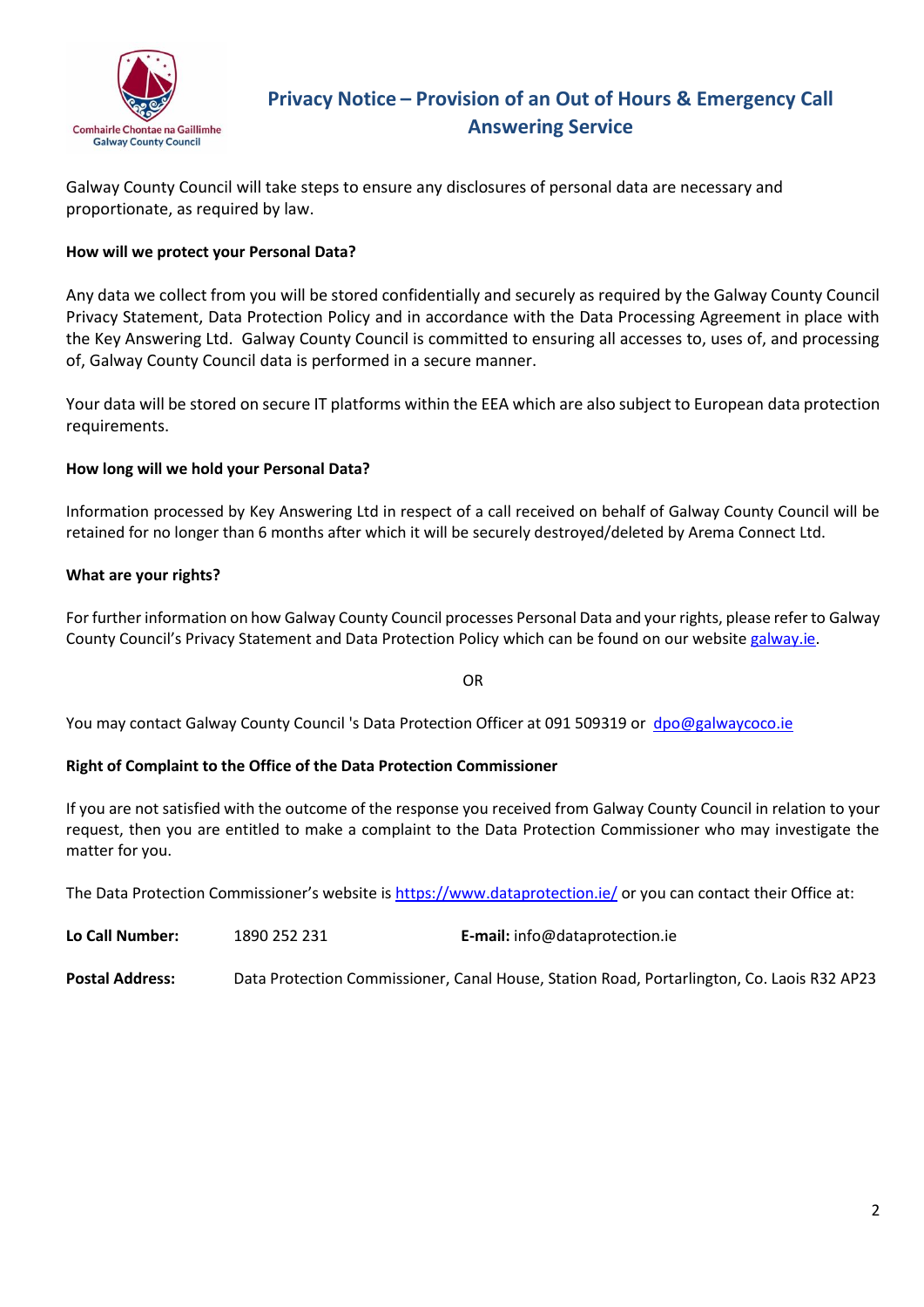# Privacy Notice – Provision of an Out of Hours & Emergency Call Answering Service

Galway County Council will take steps to ensure any disclosures of personal data are necessary and proportionate, as required by law.

**How will we protect your Personal Data?**

Any data we collect from you will be stored confidentially and securely as required by the Galway County Council Privacy Statement, Data Protection Policy and in accordance with the Data Processing Agreement in place with the Key Answering Ltd. Galway County Council is committed to ensuring all accesses to, uses of, and processing of, Galway County Council data is performed in a secure manner.

Your data will be stored on secure IT platforms within the EEA which are also subject to European data protection requirements.

**How long will we hold your Personal Data?**

Information processed by Key Answering Ltd in respect of a call received on behalf of Galway County Council will be retained for no longer than 6 months after which it will be securely destroyed/deleted by Arema Connect Ltd.

**What are your rights?**

For further information on how Galway County Council processes Personal Data and your rights, please refer to Galway County Council's Privacy Statement and Data Protection Policy which can be found on our website galway.ie.

OR

You may contact Galway County Council 's Data Protection Officer at 091 509319 or dpo@galwaycoco.ie

**Right of Complaint to the Office of the Data Protection Commissioner**

If you are not satisfied with the outcome of the response you received from Galway County Council in relation to your request, then you are entitled to make a complaint to the Data Protection Commissioner who may investigate the matter for you.

The Data Protection Commissioner's website is https://www.dataprotection.ie/ or you can contact their Office at:

**Lo Call Number:** 1890 252 231 **E-mail:** info@dataprotection.ie

**Postal Address:** Data Protection Commissioner, Canal House, Station Road, Portarlington, Co. Laois R32 AP23